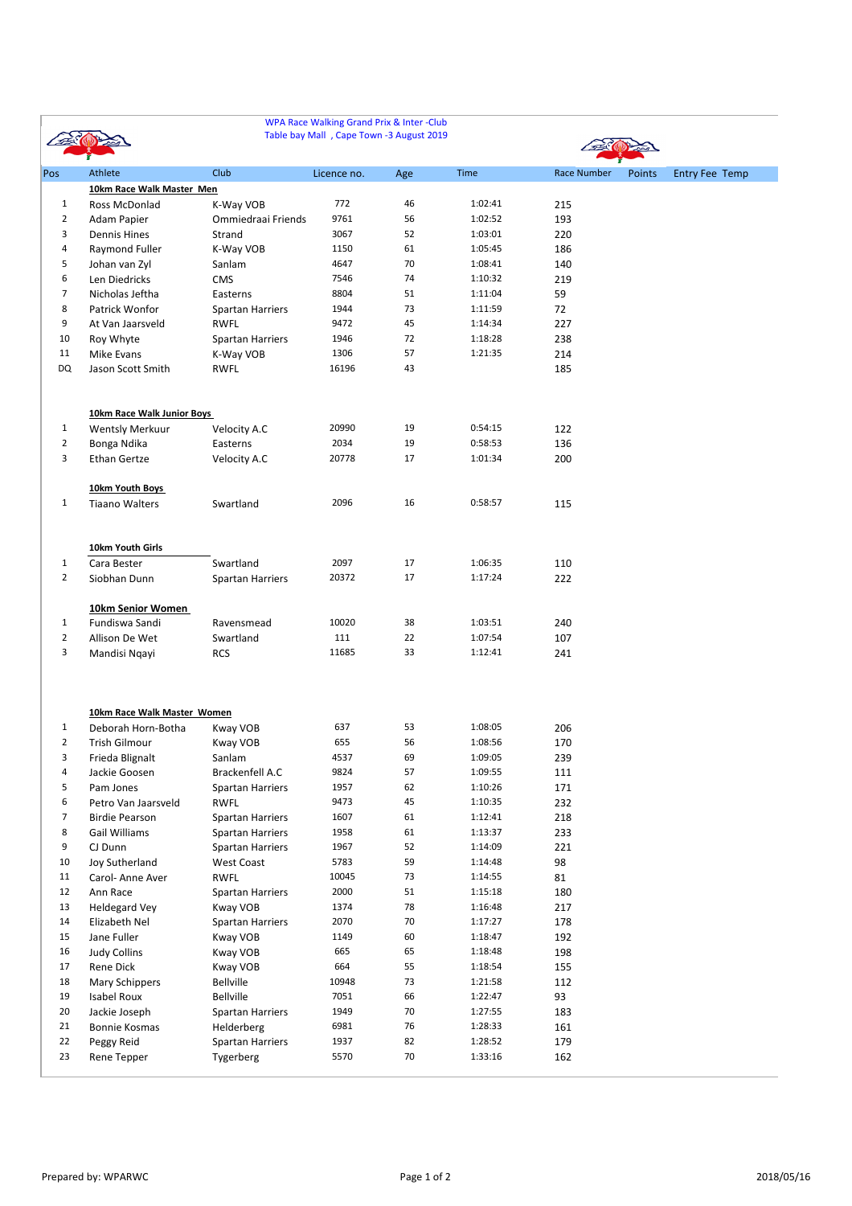WPA Race Walking Grand Prix & Inter -Club
Table bay Mall , Cape Town -3 August 2019

| Pos | Athlete | Club | Licence no. | Age | Time | Race Number | Points | Entry Fee | Temp |
|---|---|---|---|---|---|---|---|---|---|
| | **10km Race Walk Master Men** | | | | | | | | |
| 1 | Ross McDonlad | K-Way VOB | 772 | 46 | 1:02:41 | 215 | | | |
| 2 | Adam Papier | Ommiedraai Friends | 9761 | 56 | 1:02:52 | 193 | | | |
| 3 | Dennis Hines | Strand | 3067 | 52 | 1:03:01 | 220 | | | |
| 4 | Raymond Fuller | K-Way VOB | 1150 | 61 | 1:05:45 | 186 | | | |
| 5 | Johan van Zyl | Sanlam | 4647 | 70 | 1:08:41 | 140 | | | |
| 6 | Len Diedricks | CMS | 7546 | 74 | 1:10:32 | 219 | | | |
| 7 | Nicholas Jeftha | Easterns | 8804 | 51 | 1:11:04 | 59 | | | |
| 8 | Patrick Wonfor | Spartan Harriers | 1944 | 73 | 1:11:59 | 72 | | | |
| 9 | At Van Jaarsveld | RWFL | 9472 | 45 | 1:14:34 | 227 | | | |
| 10 | Roy Whyte | Spartan Harriers | 1946 | 72 | 1:18:28 | 238 | | | |
| 11 | Mike Evans | K-Way VOB | 1306 | 57 | 1:21:35 | 214 | | | |
| DQ | Jason Scott Smith | RWFL | 16196 | 43 | | 185 | | | |
| | **10km Race Walk Junior Boys** | | | | | | | | |
| 1 | Wentsly Merkuur | Velocity A.C | 20990 | 19 | 0:54:15 | 122 | | | |
| 2 | Bonga Ndika | Easterns | 2034 | 19 | 0:58:53 | 136 | | | |
| 3 | Ethan Gertze | Velocity A.C | 20778 | 17 | 1:01:34 | 200 | | | |
| | **10km Youth Boys** | | | | | | | | |
| 1 | Tiaano Walters | Swartland | 2096 | 16 | 0:58:57 | 115 | | | |
| | **10km Youth Girls** | | | | | | | | |
| 1 | Cara Bester | Swartland | 2097 | 17 | 1:06:35 | 110 | | | |
| 2 | Siobhan Dunn | Spartan Harriers | 20372 | 17 | 1:17:24 | 222 | | | |
| | **10km Senior Women** | | | | | | | | |
| 1 | Fundiswa Sandi | Ravensmead | 10020 | 38 | 1:03:51 | 240 | | | |
| 2 | Allison De Wet | Swartland | 111 | 22 | 1:07:54 | 107 | | | |
| 3 | Mandisi Nqayi | RCS | 11685 | 33 | 1:12:41 | 241 | | | |
| | **10km Race Walk Master Women** | | | | | | | | |
| 1 | Deborah Horn-Botha | Kway VOB | 637 | 53 | 1:08:05 | 206 | | | |
| 2 | Trish Gilmour | Kway VOB | 655 | 56 | 1:08:56 | 170 | | | |
| 3 | Frieda Blignalt | Sanlam | 4537 | 69 | 1:09:05 | 239 | | | |
| 4 | Jackie Goosen | Brackenfell A.C | 9824 | 57 | 1:09:55 | 111 | | | |
| 5 | Pam Jones | Spartan Harriers | 1957 | 62 | 1:10:26 | 171 | | | |
| 6 | Petro Van Jaarsveld | RWFL | 9473 | 45 | 1:10:35 | 232 | | | |
| 7 | Birdie Pearson | Spartan Harriers | 1607 | 61 | 1:12:41 | 218 | | | |
| 8 | Gail Williams | Spartan Harriers | 1958 | 61 | 1:13:37 | 233 | | | |
| 9 | CJ Dunn | Spartan Harriers | 1967 | 52 | 1:14:09 | 221 | | | |
| 10 | Joy Sutherland | West Coast | 5783 | 59 | 1:14:48 | 98 | | | |
| 11 | Carol- Anne Aver | RWFL | 10045 | 73 | 1:14:55 | 81 | | | |
| 12 | Ann Race | Spartan Harriers | 2000 | 51 | 1:15:18 | 180 | | | |
| 13 | Heldegard Vey | Kway VOB | 1374 | 78 | 1:16:48 | 217 | | | |
| 14 | Elizabeth Nel | Spartan Harriers | 2070 | 70 | 1:17:27 | 178 | | | |
| 15 | Jane Fuller | Kway VOB | 1149 | 60 | 1:18:47 | 192 | | | |
| 16 | Judy Collins | Kway VOB | 665 | 65 | 1:18:48 | 198 | | | |
| 17 | Rene Dick | Kway VOB | 664 | 55 | 1:18:54 | 155 | | | |
| 18 | Mary Schippers | Bellville | 10948 | 73 | 1:21:58 | 112 | | | |
| 19 | Isabel Roux | Bellville | 7051 | 66 | 1:22:47 | 93 | | | |
| 20 | Jackie Joseph | Spartan Harriers | 1949 | 70 | 1:27:55 | 183 | | | |
| 21 | Bonnie Kosmas | Helderberg | 6981 | 76 | 1:28:33 | 161 | | | |
| 22 | Peggy Reid | Spartan Harriers | 1937 | 82 | 1:28:52 | 179 | | | |
| 23 | Rene Tepper | Tygerberg | 5570 | 70 | 1:33:16 | 162 | | | |

Prepared by: WPARWC

2018/05/16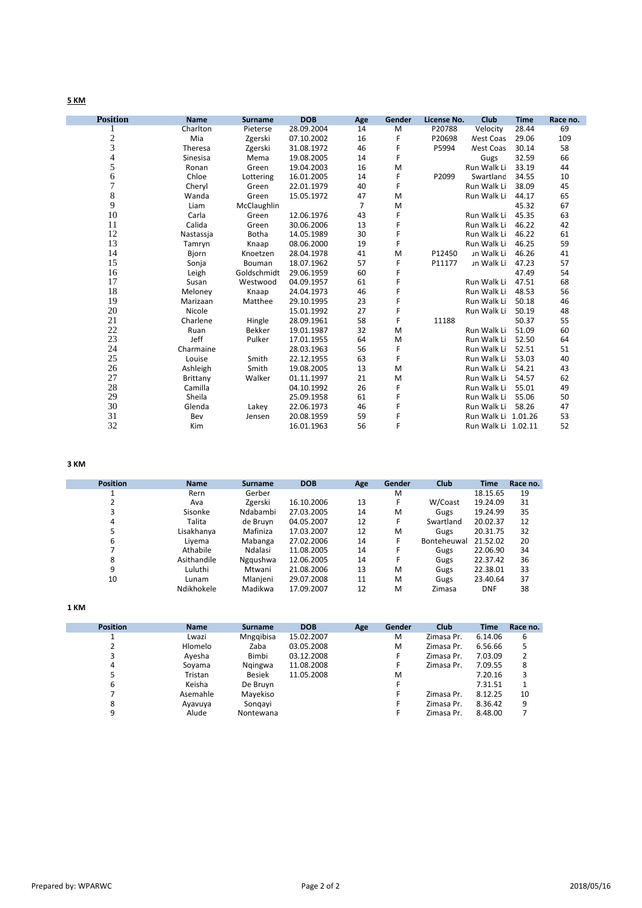**5 KM**

| Position | Name | Surname | DOB | Age | Gender | License No. | Club | Time | Race no. |
|---|---|---|---|---|---|---|---|---|---|
| 1 | Charlton | Pieterse | 28.09.2004 | 14 | M | P20788 | Velocity | 28.44 | 69 |
| 2 | Mia | Zgerski | 07.10.2002 | 16 | F | P20698 | West Coas | 29.06 | 109 |
| 3 | Theresa | Zgerski | 31.08.1972 | 46 | F | P5994 | West Coas | 30.14 | 58 |
| 4 | Sinesisa | Mema | 19.08.2005 | 14 | F | | Gugs | 32.59 | 66 |
| 5 | Ronan | Green | 19.04.2003 | 16 | M | | Run Walk Li | 33.19 | 44 |
| 6 | Chloe | Lottering | 16.01.2005 | 14 | F | P2099 | Swartland | 34.55 | 10 |
| 7 | Cheryl | Green | 22.01.1979 | 40 | F | | Run Walk Li | 38.09 | 45 |
| 8 | Wanda | Green | 15.05.1972 | 47 | M | | Run Walk Li | 44.17 | 65 |
| 9 | Liam | McClaughlin | | 7 | M | | | 45.32 | 67 |
| 10 | Carla | Green | 12.06.1976 | 43 | F | | Run Walk Li | 45.35 | 63 |
| 11 | Calida | Green | 30.06.2006 | 13 | F | | Run Walk Li | 46.22 | 42 |
| 12 | Nastassja | Botha | 14.05.1989 | 30 | F | | Run Walk Li | 46.22 | 61 |
| 13 | Tamryn | Knaap | 08.06.2000 | 19 | F | | Run Walk Li | 46.25 | 59 |
| 14 | Bjorn | Knoetzen | 28.04.1978 | 41 | M | P12450 | un Walk Li | 46.26 | 41 |
| 15 | Sonja | Bouman | 18.07.1962 | 57 | F | P11177 | un Walk Li | 47.23 | 57 |
| 16 | Leigh | Goldschmidt | 29.06.1959 | 60 | F | | | 47.49 | 54 |
| 17 | Susan | Westwood | 04.09.1957 | 61 | F | | Run Walk Li | 47.51 | 68 |
| 18 | Meloney | Knaap | 24.04.1973 | 46 | F | | Run Walk Li | 48.53 | 56 |
| 19 | Marizaan | Matthee | 29.10.1995 | 23 | F | | Run Walk Li | 50.18 | 46 |
| 20 | Nicole | | 15.01.1992 | 27 | F | | Run Walk Li | 50.19 | 48 |
| 21 | Charlene | Hingle | 28.09.1961 | 58 | F | 11188 | | 50.37 | 55 |
| 22 | Ruan | Bekker | 19.01.1987 | 32 | M | | Run Walk Li | 51.09 | 60 |
| 23 | Jeff | Pulker | 17.01.1955 | 64 | M | | Run Walk Li | 52.50 | 64 |
| 24 | Charmaine | | 28.03.1963 | 56 | F | | Run Walk Li | 52.51 | 51 |
| 25 | Louise | Smith | 22.12.1955 | 63 | F | | Run Walk Li | 53.03 | 40 |
| 26 | Ashleigh | Smith | 19.08.2005 | 13 | M | | Run Walk Li | 54.21 | 43 |
| 27 | Brittany | Walker | 01.11.1997 | 21 | M | | Run Walk Li | 54.57 | 62 |
| 28 | Camilla | | 04.10.1992 | 26 | F | | Run Walk Li | 55.01 | 49 |
| 29 | Sheila | | 25.09.1958 | 61 | F | | Run Walk Li | 55.06 | 50 |
| 30 | Glenda | Lakey | 22.06.1973 | 46 | F | | Run Walk Li | 58.26 | 47 |
| 31 | Bev | Jensen | 20.08.1959 | 59 | F | | Run Walk Li | 1.01.26 | 53 |
| 32 | Kim | | 16.01.1963 | 56 | F | | Run Walk Li | 1.02.11 | 52 |

**3 KM**

| Position | Name | Surname | DOB | Age | Gender | Club | Time | Race no. |
|---|---|---|---|---|---|---|---|---|
| 1 | Rern | Gerber | | | M | | 18.15.65 | 19 |
| 2 | Ava | Zgerski | 16.10.2006 | 13 | F | W/Coast | 19.24.09 | 31 |
| 3 | Sisonke | Ndabambi | 27.03.2005 | 14 | M | Gugs | 19.24.99 | 35 |
| 4 | Talita | de Bruyn | 04.05.2007 | 12 | F | Swartland | 20.02.37 | 12 |
| 5 | Lisakhanya | Mafiniza | 17.03.2007 | 12 | M | Gugs | 20.31.75 | 32 |
| 6 | Liyema | Mabanga | 27.02.2006 | 14 | F | Bonteheuwal | 21.52.02 | 20 |
| 7 | Athabile | Ndalasi | 11.08.2005 | 14 | F | Gugs | 22.06.90 | 34 |
| 8 | Asithandile | Ngqushwa | 12.06.2005 | 14 | F | Gugs | 22.37.42 | 36 |
| 9 | Luluthi | Mtwani | 21.08.2006 | 13 | M | Gugs | 22.38.01 | 33 |
| 10 | Lunam | Mlanjeni | 29.07.2008 | 11 | M | Gugs | 23.40.64 | 37 |
| | Ndikhokele | Madikwa | 17.09.2007 | 12 | M | Zimasa | DNF | 38 |

**1 KM**

| Position | Name | Surname | DOB | Age | Gender | Club | Time | Race no. |
|---|---|---|---|---|---|---|---|---|
| 1 | Lwazi | Mngqibisa | 15.02.2007 | | M | Zimasa Pr. | 6.14.06 | 6 |
| 2 | Hlomelo | Zaba | 03.05.2008 | | M | Zimasa Pr. | 6.56.66 | 5 |
| 3 | Ayesha | Bimbi | 03.12.2008 | | F | Zimasa Pr. | 7.03.09 | 2 |
| 4 | Soyama | Nqingwa | 11.08.2008 | | F | Zimasa Pr. | 7.09.55 | 8 |
| 5 | Tristan | Besiek | 11.05.2008 | | M | | 7.20.16 | 3 |
| 6 | Keisha | De Bruyn | | | F | | 7.31.51 | 1 |
| 7 | Asemahle | Mayekiso | | | F | Zimasa Pr. | 8.12.25 | 10 |
| 8 | Ayavuya | Songayi | | | F | Zimasa Pr. | 8.36.42 | 9 |
| 9 | Alude | Nontewana | | | F | Zimasa Pr. | 8.48.00 | 7 |

Prepared by: WPARWC

2018/05/16